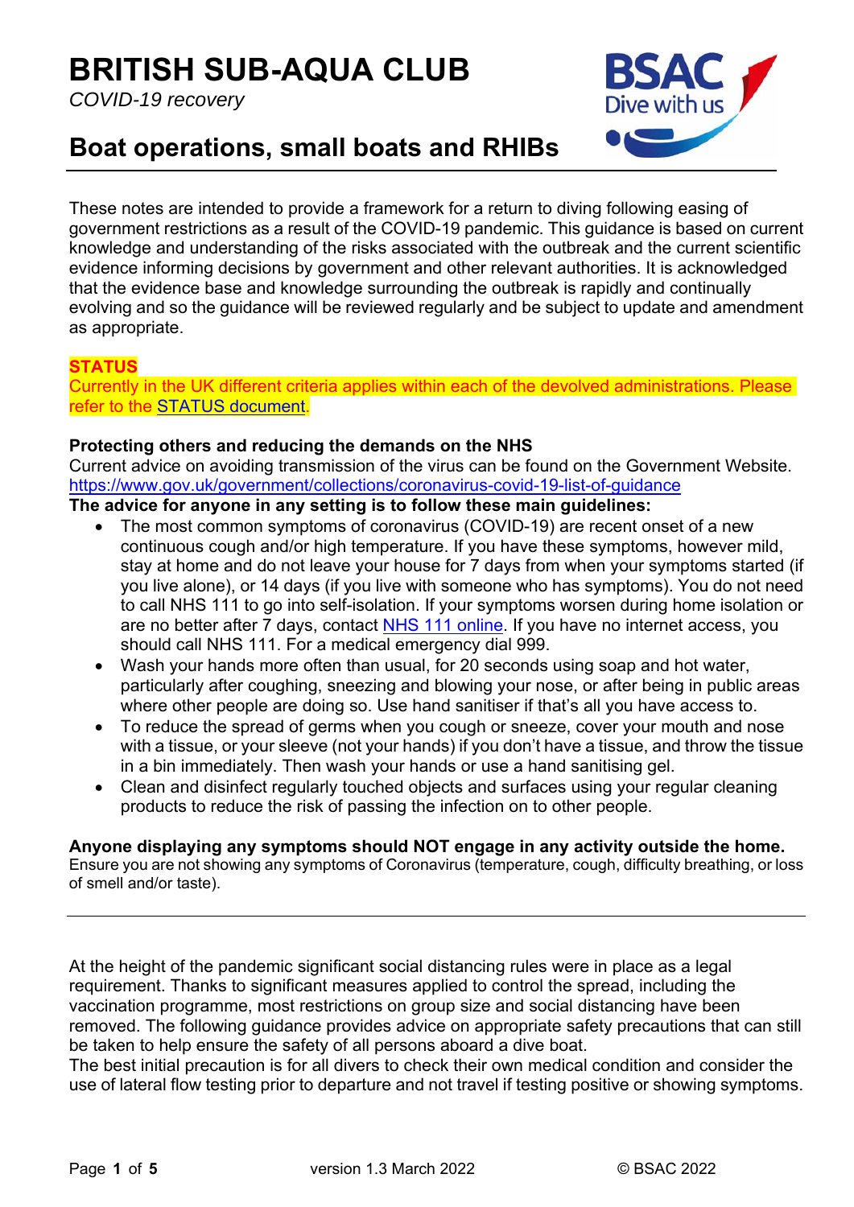# BRITISH SUB-AQUA CLUB

*COVID-19 recovery*

## Boat operations, small boats and RHIBs

These notes are intended to provide a framework for a return to diving following easing of government restrictions as a result of the COVID-19 pandemic. This guidance is based on current knowledge and understanding of the risks associated with the outbreak and the current scientific evidence informing decisions by government and other relevant authorities. It is acknowledged that the evidence base and knowledge surrounding the outbreak is rapidly and continually evolving and so the guidance will be reviewed regularly and be subject to update and amendment as appropriate.

**STATUS**

Currently in the UK different criteria applies within each of the devolved administrations. Please refer to the STATUS document.

**Protecting others and reducing the demands on the NHS**

Current advice on avoiding transmission of the virus can be found on the Government Website. https://www.gov.uk/government/collections/coronavirus-covid-19-list-of-guidance

**The advice for anyone in any setting is to follow these main guidelines:**

- The most common symptoms of coronavirus (COVID-19) are recent onset of a new continuous cough and/or high temperature. If you have these symptoms, however mild, stay at home and do not leave your house for 7 days from when your symptoms started (if you live alone), or 14 days (if you live with someone who has symptoms). You do not need to call NHS 111 to go into self-isolation. If your symptoms worsen during home isolation or are no better after 7 days, contact NHS 111 online. If you have no internet access, you should call NHS 111. For a medical emergency dial 999.
- Wash your hands more often than usual, for 20 seconds using soap and hot water, particularly after coughing, sneezing and blowing your nose, or after being in public areas where other people are doing so. Use hand sanitiser if that's all you have access to.
- To reduce the spread of germs when you cough or sneeze, cover your mouth and nose with a tissue, or your sleeve (not your hands) if you don't have a tissue, and throw the tissue in a bin immediately. Then wash your hands or use a hand sanitising gel.
- Clean and disinfect regularly touched objects and surfaces using your regular cleaning products to reduce the risk of passing the infection on to other people.

**Anyone displaying any symptoms should NOT engage in any activity outside the home.**

Ensure you are not showing any symptoms of Coronavirus (temperature, cough, difficulty breathing, or loss of smell and/or taste).

---

At the height of the pandemic significant social distancing rules were in place as a legal requirement. Thanks to significant measures applied to control the spread, including the vaccination programme, most restrictions on group size and social distancing have been removed. The following guidance provides advice on appropriate safety precautions that can still be taken to help ensure the safety of all persons aboard a dive boat.

The best initial precaution is for all divers to check their own medical condition and consider the use of lateral flow testing prior to departure and not travel if testing positive or showing symptoms.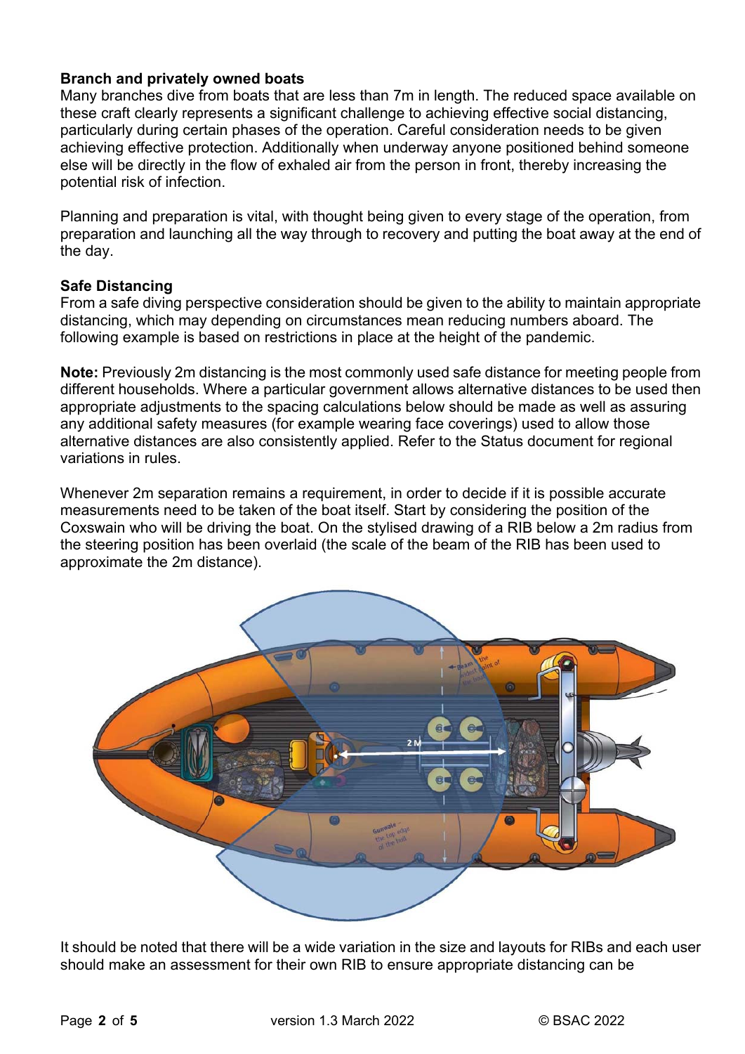**Branch and privately owned boats**

Many branches dive from boats that are less than 7m in length. The reduced space available on these craft clearly represents a significant challenge to achieving effective social distancing, particularly during certain phases of the operation. Careful consideration needs to be given achieving effective protection. Additionally when underway anyone positioned behind someone else will be directly in the flow of exhaled air from the person in front, thereby increasing the potential risk of infection.

Planning and preparation is vital, with thought being given to every stage of the operation, from preparation and launching all the way through to recovery and putting the boat away at the end of the day.

**Safe Distancing**

From a safe diving perspective consideration should be given to the ability to maintain appropriate distancing, which may depending on circumstances mean reducing numbers aboard. The following example is based on restrictions in place at the height of the pandemic.

**Note:** Previously 2m distancing is the most commonly used safe distance for meeting people from different households. Where a particular government allows alternative distances to be used then appropriate adjustments to the spacing calculations below should be made as well as assuring any additional safety measures (for example wearing face coverings) used to allow those alternative distances are also consistently applied. Refer to the Status document for regional variations in rules.

Whenever 2m separation remains a requirement, in order to decide if it is possible accurate measurements need to be taken of the boat itself. Start by considering the position of the Coxswain who will be driving the boat. On the stylised drawing of a RIB below a 2m radius from the steering position has been overlaid (the scale of the beam of the RIB has been used to approximate the 2m distance).

It should be noted that there will be a wide variation in the size and layouts for RIBs and each user should make an assessment for their own RIB to ensure appropriate distancing can be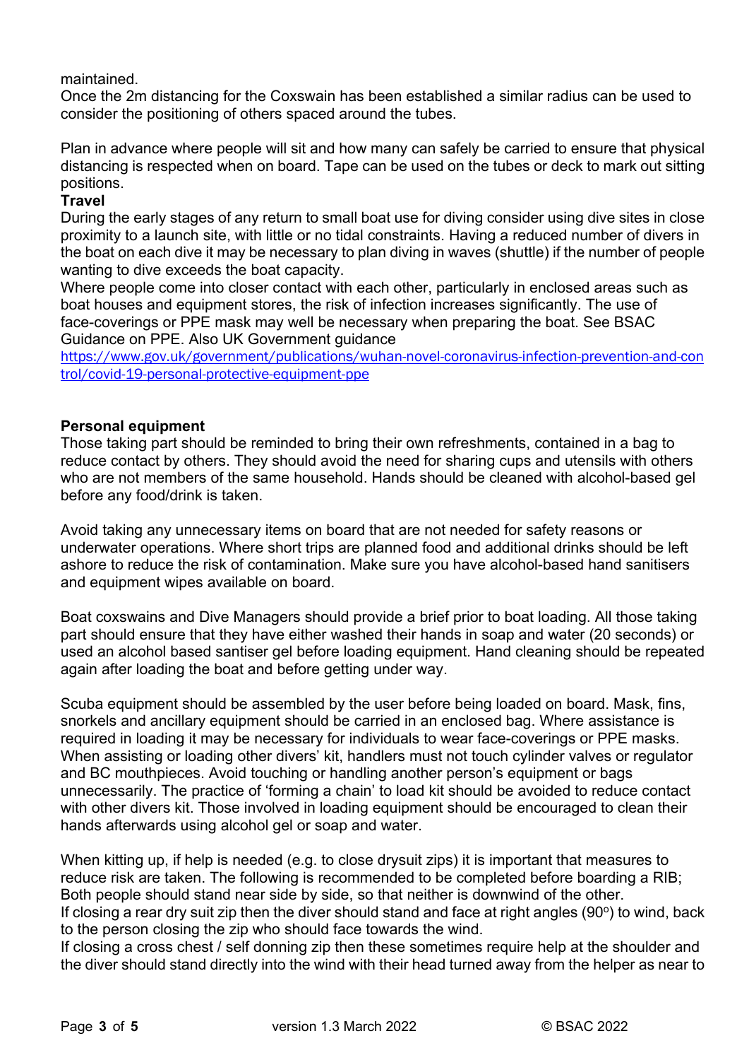maintained.
Once the 2m distancing for the Coxswain has been established a similar radius can be used to consider the positioning of others spaced around the tubes.

Plan in advance where people will sit and how many can safely be carried to ensure that physical distancing is respected when on board. Tape can be used on the tubes or deck to mark out sitting positions.

**Travel**

During the early stages of any return to small boat use for diving consider using dive sites in close proximity to a launch site, with little or no tidal constraints. Having a reduced number of divers in the boat on each dive it may be necessary to plan diving in waves (shuttle) if the number of people wanting to dive exceeds the boat capacity.
Where people come into closer contact with each other, particularly in enclosed areas such as boat houses and equipment stores, the risk of infection increases significantly. The use of face-coverings or PPE mask may well be necessary when preparing the boat. See BSAC Guidance on PPE. Also UK Government guidance
https://www.gov.uk/government/publications/wuhan-novel-coronavirus-infection-prevention-and-control/covid-19-personal-protective-equipment-ppe

**Personal equipment**

Those taking part should be reminded to bring their own refreshments, contained in a bag to reduce contact by others. They should avoid the need for sharing cups and utensils with others who are not members of the same household. Hands should be cleaned with alcohol-based gel before any food/drink is taken.

Avoid taking any unnecessary items on board that are not needed for safety reasons or underwater operations. Where short trips are planned food and additional drinks should be left ashore to reduce the risk of contamination. Make sure you have alcohol-based hand sanitisers and equipment wipes available on board.

Boat coxswains and Dive Managers should provide a brief prior to boat loading. All those taking part should ensure that they have either washed their hands in soap and water (20 seconds) or used an alcohol based santiser gel before loading equipment. Hand cleaning should be repeated again after loading the boat and before getting under way.

Scuba equipment should be assembled by the user before being loaded on board. Mask, fins, snorkels and ancillary equipment should be carried in an enclosed bag. Where assistance is required in loading it may be necessary for individuals to wear face-coverings or PPE masks. When assisting or loading other divers' kit, handlers must not touch cylinder valves or regulator and BC mouthpieces. Avoid touching or handling another person's equipment or bags unnecessarily. The practice of 'forming a chain' to load kit should be avoided to reduce contact with other divers kit. Those involved in loading equipment should be encouraged to clean their hands afterwards using alcohol gel or soap and water.

When kitting up, if help is needed (e.g. to close drysuit zips) it is important that measures to reduce risk are taken. The following is recommended to be completed before boarding a RIB; Both people should stand near side by side, so that neither is downwind of the other.
If closing a rear dry suit zip then the diver should stand and face at right angles (90$^{o}$) to wind, back to the person closing the zip who should face towards the wind.
If closing a cross chest / self donning zip then these sometimes require help at the shoulder and the diver should stand directly into the wind with their head turned away from the helper as near to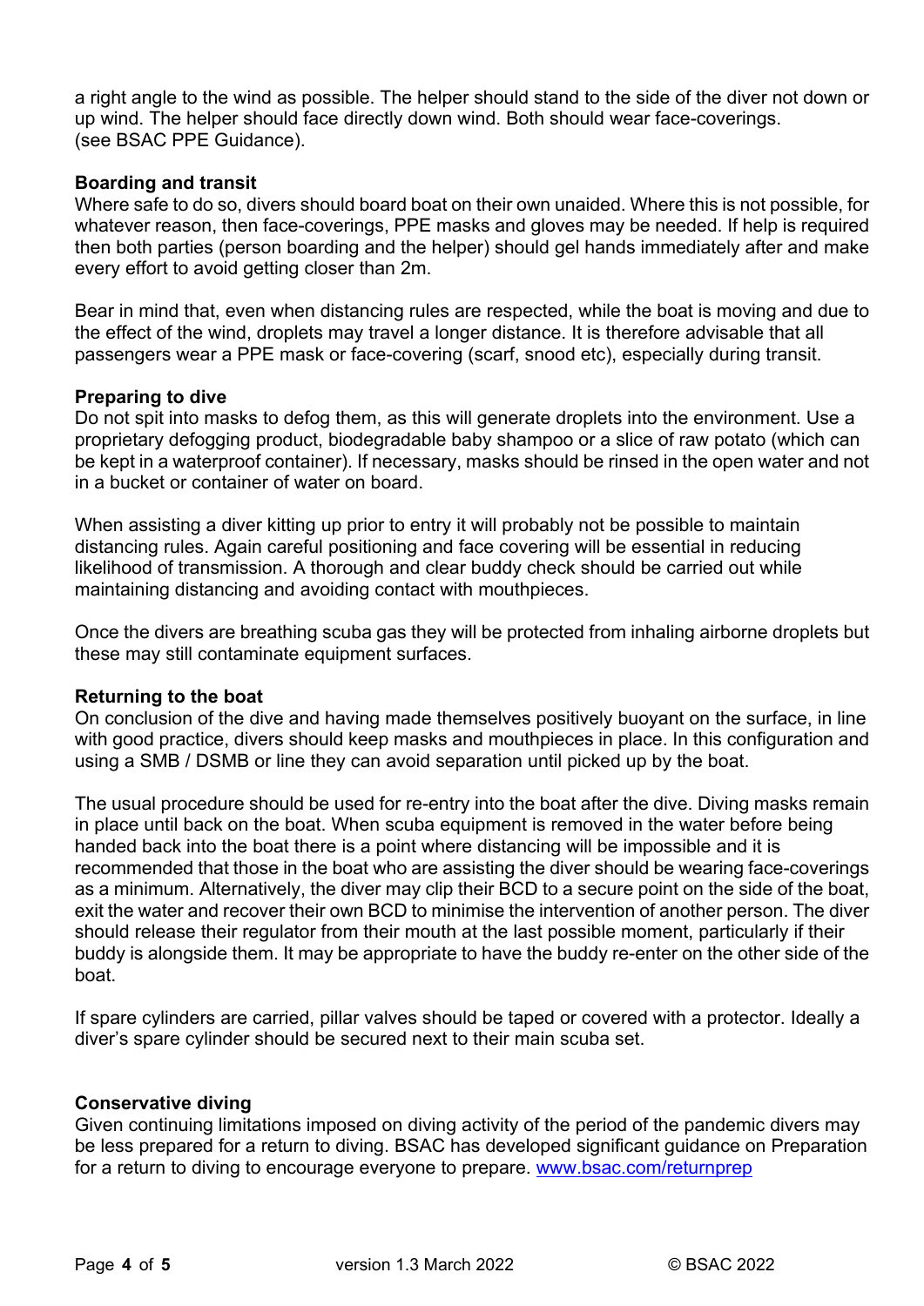a right angle to the wind as possible. The helper should stand to the side of the diver not down or up wind. The helper should face directly down wind. Both should wear face-coverings. (see BSAC PPE Guidance).

**Boarding and transit**

Where safe to do so, divers should board boat on their own unaided. Where this is not possible, for whatever reason, then face-coverings, PPE masks and gloves may be needed. If help is required then both parties (person boarding and the helper) should gel hands immediately after and make every effort to avoid getting closer than 2m.

Bear in mind that, even when distancing rules are respected, while the boat is moving and due to the effect of the wind, droplets may travel a longer distance. It is therefore advisable that all passengers wear a PPE mask or face-covering (scarf, snood etc), especially during transit.

**Preparing to dive**

Do not spit into masks to defog them, as this will generate droplets into the environment. Use a proprietary defogging product, biodegradable baby shampoo or a slice of raw potato (which can be kept in a waterproof container). If necessary, masks should be rinsed in the open water and not in a bucket or container of water on board.

When assisting a diver kitting up prior to entry it will probably not be possible to maintain distancing rules. Again careful positioning and face covering will be essential in reducing likelihood of transmission. A thorough and clear buddy check should be carried out while maintaining distancing and avoiding contact with mouthpieces.

Once the divers are breathing scuba gas they will be protected from inhaling airborne droplets but these may still contaminate equipment surfaces.

**Returning to the boat**

On conclusion of the dive and having made themselves positively buoyant on the surface, in line with good practice, divers should keep masks and mouthpieces in place. In this configuration and using a SMB / DSMB or line they can avoid separation until picked up by the boat.

The usual procedure should be used for re-entry into the boat after the dive. Diving masks remain in place until back on the boat. When scuba equipment is removed in the water before being handed back into the boat there is a point where distancing will be impossible and it is recommended that those in the boat who are assisting the diver should be wearing face-coverings as a minimum. Alternatively, the diver may clip their BCD to a secure point on the side of the boat, exit the water and recover their own BCD to minimise the intervention of another person. The diver should release their regulator from their mouth at the last possible moment, particularly if their buddy is alongside them. It may be appropriate to have the buddy re-enter on the other side of the boat.

If spare cylinders are carried, pillar valves should be taped or covered with a protector. Ideally a diver's spare cylinder should be secured next to their main scuba set.

**Conservative diving**

Given continuing limitations imposed on diving activity of the period of the pandemic divers may be less prepared for a return to diving. BSAC has developed significant guidance on Preparation for a return to diving to encourage everyone to prepare. [www.bsac.com/returnprep](www.bsac.com/returnprep)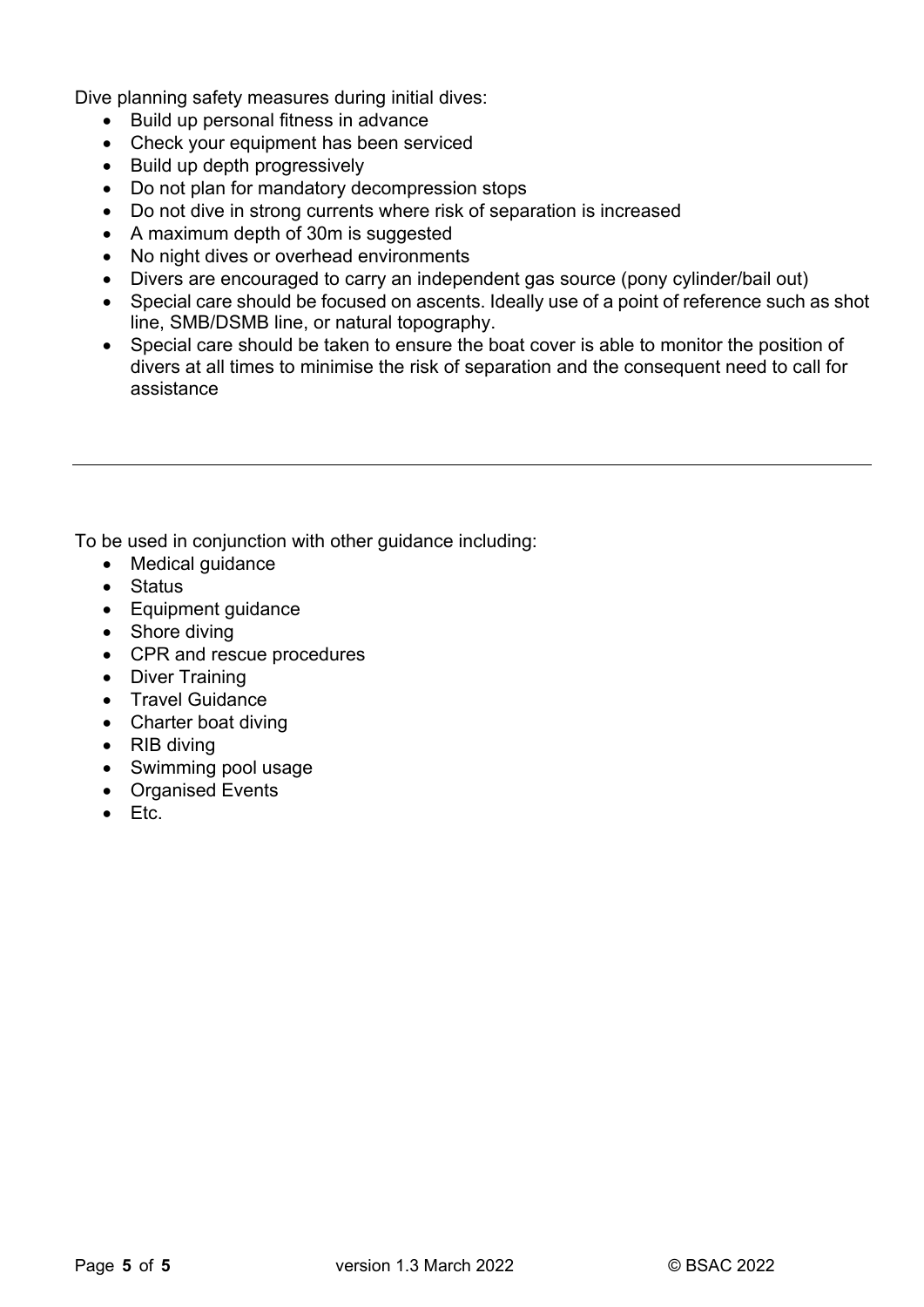Dive planning safety measures during initial dives:

- Build up personal fitness in advance
- Check your equipment has been serviced
- Build up depth progressively
- Do not plan for mandatory decompression stops
- Do not dive in strong currents where risk of separation is increased
- A maximum depth of 30m is suggested
- No night dives or overhead environments
- Divers are encouraged to carry an independent gas source (pony cylinder/bail out)
- Special care should be focused on ascents. Ideally use of a point of reference such as shot line, SMB/DSMB line, or natural topography.
- Special care should be taken to ensure the boat cover is able to monitor the position of divers at all times to minimise the risk of separation and the consequent need to call for assistance

---

To be used in conjunction with other guidance including:

- Medical guidance
- Status
- Equipment guidance
- Shore diving
- CPR and rescue procedures
- Diver Training
- Travel Guidance
- Charter boat diving
- RIB diving
- Swimming pool usage
- Organised Events
- Etc.